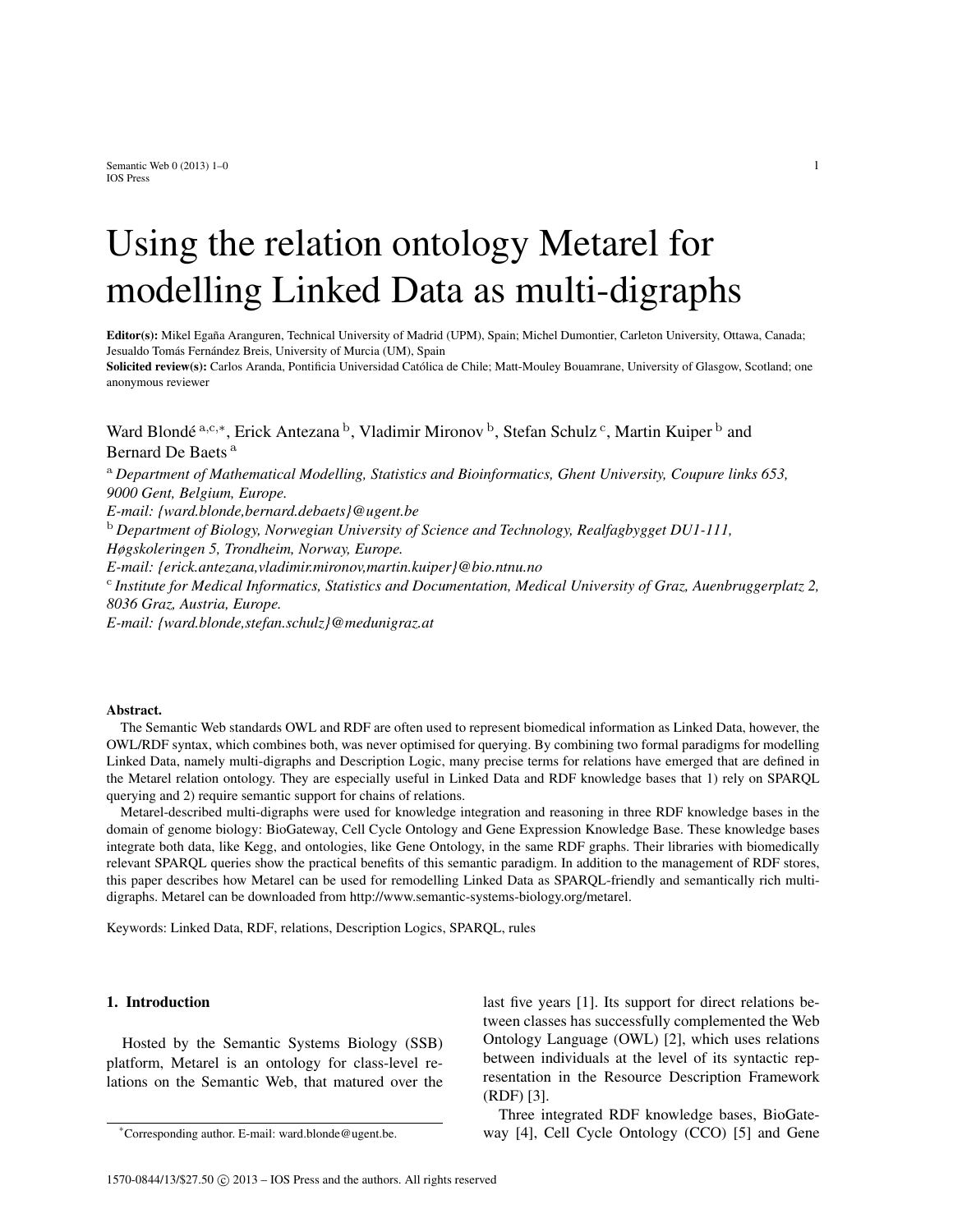# Using the relation ontology Metarel for modelling Linked Data as multi-digraphs

**Editor(s):** Mikel Egaña Aranguren, Technical University of Madrid (UPM), Spain; Michel Dumontier, Carleton University, Ottawa, Canada; Jesualdo Tomás Fernández Breis, University of Murcia (UM), Spain
**Solicited review(s):** Carlos Aranda, Pontificia Universidad Católica de Chile; Matt-Mouley Bouamrane, University of Glasgow, Scotland; one anonymous reviewer

Ward Blondé [a,c,*], Erick Antezana [b], Vladimir Mironov [b], Stefan Schulz [c], Martin Kuiper [b] and Bernard De Baets [a]

[a] *Department of Mathematical Modelling, Statistics and Bioinformatics, Ghent University, Coupure links 653, 9000 Gent, Belgium, Europe.*
*E-mail: {ward.blonde,bernard.debaets}@ugent.be*
[b] *Department of Biology, Norwegian University of Science and Technology, Realfagbygget DU1-111, Høgskoleringen 5, Trondheim, Norway, Europe.*
*E-mail: {erick.antezana,vladimir.mironov,martin.kuiper}@bio.ntnu.no*
[c] *Institute for Medical Informatics, Statistics and Documentation, Medical University of Graz, Auenbruggerplatz 2, 8036 Graz, Austria, Europe.*
*E-mail: {ward.blonde,stefan.schulz}@medunigraz.at*

**Abstract.**
The Semantic Web standards OWL and RDF are often used to represent biomedical information as Linked Data, however, the OWL/RDF syntax, which combines both, was never optimised for querying. By combining two formal paradigms for modelling Linked Data, namely multi-digraphs and Description Logic, many precise terms for relations have emerged that are defined in the Metarel relation ontology. They are especially useful in Linked Data and RDF knowledge bases that 1) rely on SPARQL querying and 2) require semantic support for chains of relations.

Metarel-described multi-digraphs were used for knowledge integration and reasoning in three RDF knowledge bases in the domain of genome biology: BioGateway, Cell Cycle Ontology and Gene Expression Knowledge Base. These knowledge bases integrate both data, like Kegg, and ontologies, like Gene Ontology, in the same RDF graphs. Their libraries with biomedically relevant SPARQL queries show the practical benefits of this semantic paradigm. In addition to the management of RDF stores, this paper describes how Metarel can be used for remodelling Linked Data as SPARQL-friendly and semantically rich multi-digraphs. Metarel can be downloaded from http://www.semantic-systems-biology.org/metarel.

Keywords: Linked Data, RDF, relations, Description Logics, SPARQL, rules

## 1. Introduction

Hosted by the Semantic Systems Biology (SSB) platform, Metarel is an ontology for class-level relations on the Semantic Web, that matured over the last five years [1]. Its support for direct relations between classes has successfully complemented the Web Ontology Language (OWL) [2], which uses relations between individuals at the level of its syntactic representation in the Resource Description Framework (RDF) [3].

Three integrated RDF knowledge bases, BioGateway [4], Cell Cycle Ontology (CCO) [5] and Gene

*Corresponding author. E-mail: ward.blonde@ugent.be.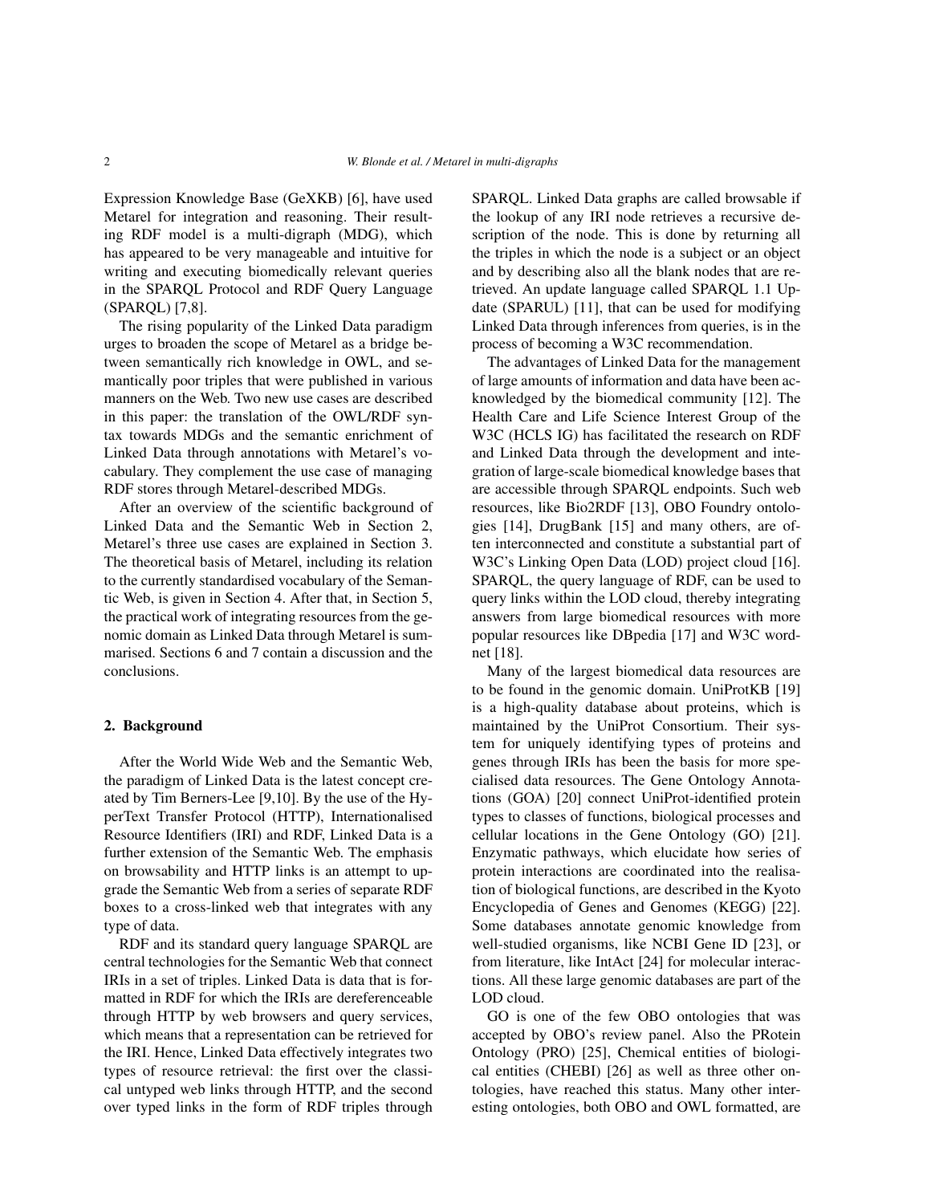Expression Knowledge Base (GeXKB) [6], have used Metarel for integration and reasoning. Their resulting RDF model is a multi-digraph (MDG), which has appeared to be very manageable and intuitive for writing and executing biomedically relevant queries in the SPARQL Protocol and RDF Query Language (SPARQL) [7,8].

The rising popularity of the Linked Data paradigm urges to broaden the scope of Metarel as a bridge between semantically rich knowledge in OWL, and semantically poor triples that were published in various manners on the Web. Two new use cases are described in this paper: the translation of the OWL/RDF syntax towards MDGs and the semantic enrichment of Linked Data through annotations with Metarel's vocabulary. They complement the use case of managing RDF stores through Metarel-described MDGs.

After an overview of the scientific background of Linked Data and the Semantic Web in Section 2, Metarel's three use cases are explained in Section 3. The theoretical basis of Metarel, including its relation to the currently standardised vocabulary of the Semantic Web, is given in Section 4. After that, in Section 5, the practical work of integrating resources from the genomic domain as Linked Data through Metarel is summarised. Sections 6 and 7 contain a discussion and the conclusions.

## 2. Background

After the World Wide Web and the Semantic Web, the paradigm of Linked Data is the latest concept created by Tim Berners-Lee [9,10]. By the use of the HyperText Transfer Protocol (HTTP), Internationalised Resource Identifiers (IRI) and RDF, Linked Data is a further extension of the Semantic Web. The emphasis on browsability and HTTP links is an attempt to upgrade the Semantic Web from a series of separate RDF boxes to a cross-linked web that integrates with any type of data.

RDF and its standard query language SPARQL are central technologies for the Semantic Web that connect IRIs in a set of triples. Linked Data is data that is formatted in RDF for which the IRIs are dereferenceable through HTTP by web browsers and query services, which means that a representation can be retrieved for the IRI. Hence, Linked Data effectively integrates two types of resource retrieval: the first over the classical untyped web links through HTTP, and the second over typed links in the form of RDF triples through SPARQL. Linked Data graphs are called browsable if the lookup of any IRI node retrieves a recursive description of the node. This is done by returning all the triples in which the node is a subject or an object and by describing also all the blank nodes that are retrieved. An update language called SPARQL 1.1 Update (SPARUL) [11], that can be used for modifying Linked Data through inferences from queries, is in the process of becoming a W3C recommendation.

The advantages of Linked Data for the management of large amounts of information and data have been acknowledged by the biomedical community [12]. The Health Care and Life Science Interest Group of the W3C (HCLS IG) has facilitated the research on RDF and Linked Data through the development and integration of large-scale biomedical knowledge bases that are accessible through SPARQL endpoints. Such web resources, like Bio2RDF [13], OBO Foundry ontologies [14], DrugBank [15] and many others, are often interconnected and constitute a substantial part of W3C's Linking Open Data (LOD) project cloud [16]. SPARQL, the query language of RDF, can be used to query links within the LOD cloud, thereby integrating answers from large biomedical resources with more popular resources like DBpedia [17] and W3C wordnet [18].

Many of the largest biomedical data resources are to be found in the genomic domain. UniProtKB [19] is a high-quality database about proteins, which is maintained by the UniProt Consortium. Their system for uniquely identifying types of proteins and genes through IRIs has been the basis for more specialised data resources. The Gene Ontology Annotations (GOA) [20] connect UniProt-identified protein types to classes of functions, biological processes and cellular locations in the Gene Ontology (GO) [21]. Enzymatic pathways, which elucidate how series of protein interactions are coordinated into the realisation of biological functions, are described in the Kyoto Encyclopedia of Genes and Genomes (KEGG) [22]. Some databases annotate genomic knowledge from well-studied organisms, like NCBI Gene ID [23], or from literature, like IntAct [24] for molecular interactions. All these large genomic databases are part of the LOD cloud.

GO is one of the few OBO ontologies that was accepted by OBO's review panel. Also the PRotein Ontology (PRO) [25], Chemical entities of biological entities (CHEBI) [26] as well as three other ontologies, have reached this status. Many other interesting ontologies, both OBO and OWL formatted, are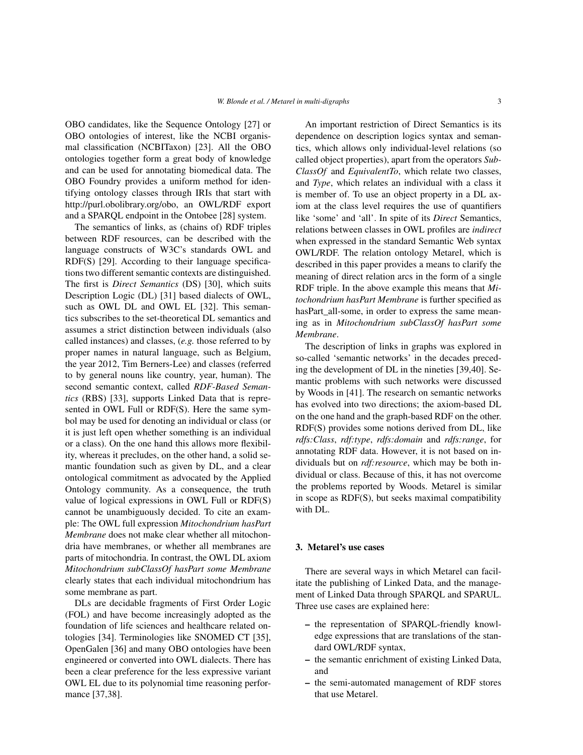OBO candidates, like the Sequence Ontology [27] or OBO ontologies of interest, like the NCBI organismal classification (NCBITaxon) [23]. All the OBO ontologies together form a great body of knowledge and can be used for annotating biomedical data. The OBO Foundry provides a uniform method for identifying ontology classes through IRIs that start with http://purl.obolibrary.org/obo, an OWL/RDF export and a SPARQL endpoint in the Ontobee [28] system.

The semantics of links, as (chains of) RDF triples between RDF resources, can be described with the language constructs of W3C's standards OWL and RDF(S) [29]. According to their language specifications two different semantic contexts are distinguished. The first is *Direct Semantics* (DS) [30], which suits Description Logic (DL) [31] based dialects of OWL, such as OWL DL and OWL EL [32]. This semantics subscribes to the set-theoretical DL semantics and assumes a strict distinction between individuals (also called instances) and classes, (*e.g.* those referred to by proper names in natural language, such as Belgium, the year 2012, Tim Berners-Lee) and classes (referred to by general nouns like country, year, human). The second semantic context, called *RDF-Based Semantics* (RBS) [33], supports Linked Data that is represented in OWL Full or RDF(S). Here the same symbol may be used for denoting an individual or class (or it is just left open whether something is an individual or a class). On the one hand this allows more flexibility, whereas it precludes, on the other hand, a solid semantic foundation such as given by DL, and a clear ontological commitment as advocated by the Applied Ontology community. As a consequence, the truth value of logical expressions in OWL Full or RDF(S) cannot be unambiguously decided. To cite an example: The OWL full expression *Mitochondrium hasPart Membrane* does not make clear whether all mitochondria have membranes, or whether all membranes are parts of mitochondria. In contrast, the OWL DL axiom *Mitochondrium subClassOf hasPart some Membrane* clearly states that each individual mitochondrium has some membrane as part.

DLs are decidable fragments of First Order Logic (FOL) and have become increasingly adopted as the foundation of life sciences and healthcare related ontologies [34]. Terminologies like SNOMED CT [35], OpenGalen [36] and many OBO ontologies have been engineered or converted into OWL dialects. There has been a clear preference for the less expressive variant OWL EL due to its polynomial time reasoning performance [37,38].

An important restriction of Direct Semantics is its dependence on description logics syntax and semantics, which allows only individual-level relations (so called object properties), apart from the operators *SubClassOf* and *EquivalentTo*, which relate two classes, and *Type*, which relates an individual with a class it is member of. To use an object property in a DL axiom at the class level requires the use of quantifiers like 'some' and 'all'. In spite of its *Direct* Semantics, relations between classes in OWL profiles are *indirect* when expressed in the standard Semantic Web syntax OWL/RDF. The relation ontology Metarel, which is described in this paper provides a means to clarify the meaning of direct relation arcs in the form of a single RDF triple. In the above example this means that *Mitochondrium hasPart Membrane* is further specified as hasPart_all-some, in order to express the same meaning as in *Mitochondrium subClassOf hasPart some Membrane*.

The description of links in graphs was explored in so-called 'semantic networks' in the decades preceding the development of DL in the nineties [39,40]. Semantic problems with such networks were discussed by Woods in [41]. The research on semantic networks has evolved into two directions; the axiom-based DL on the one hand and the graph-based RDF on the other. RDF(S) provides some notions derived from DL, like *rdfs:Class*, *rdf:type*, *rdfs:domain* and *rdfs:range*, for annotating RDF data. However, it is not based on individuals but on *rdf:resource*, which may be both individual or class. Because of this, it has not overcome the problems reported by Woods. Metarel is similar in scope as RDF(S), but seeks maximal compatibility with DL.

## 3. Metarel's use cases

There are several ways in which Metarel can facilitate the publishing of Linked Data, and the management of Linked Data through SPARQL and SPARUL. Three use cases are explained here:

- the representation of SPARQL-friendly knowledge expressions that are translations of the standard OWL/RDF syntax,
- the semantic enrichment of existing Linked Data, and
- the semi-automated management of RDF stores that use Metarel.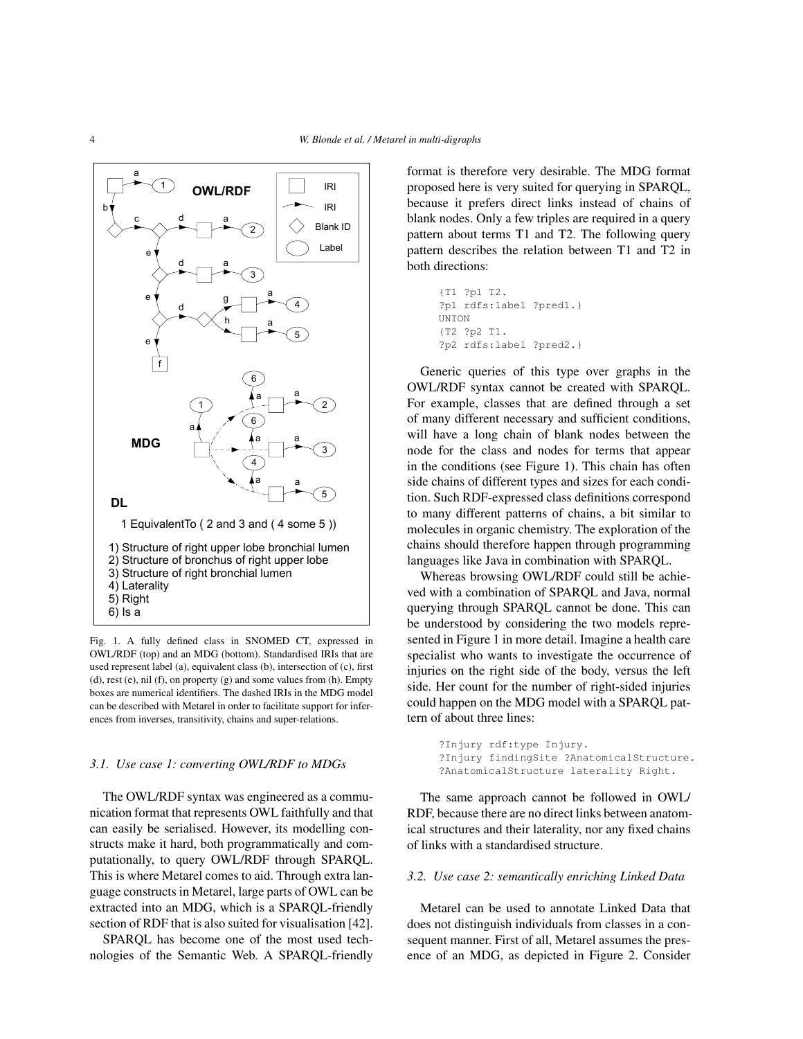OWL/RDF

MDG

DL

1 EquivalentTo ( 2 and 3 and ( 4 some 5 ))

1) Structure of right upper lobe bronchial lumen
2) Structure of bronchus of right upper lobe
3) Structure of right bronchial lumen
4) Laterality
5) Right
6) Is a

Fig. 1. A fully defined class in SNOMED CT, expressed in OWL/RDF (top) and an MDG (bottom). Standardised IRIs that are used represent label (a), equivalent class (b), intersection of (c), first (d), rest (e), nil (f), on property (g) and some values from (h). Empty boxes are numerical identifiers. The dashed IRIs in the MDG model can be described with Metarel in order to facilitate support for inferences from inverses, transitivity, chains and super-relations.

### 3.1. Use case 1: converting OWL/RDF to MDGs

The OWL/RDF syntax was engineered as a communication format that represents OWL faithfully and that can easily be serialised. However, its modelling constructs make it hard, both programmatically and computationally, to query OWL/RDF through SPARQL. This is where Metarel comes to aid. Through extra language constructs in Metarel, large parts of OWL can be extracted into an MDG, which is a SPARQL-friendly section of RDF that is also suited for visualisation [42].

SPARQL has become one of the most used technologies of the Semantic Web. A SPARQL-friendly format is therefore very desirable. The MDG format proposed here is very suited for querying in SPARQL, because it prefers direct links instead of chains of blank nodes. Only a few triples are required in a query pattern about terms T1 and T2. The following query pattern describes the relation between T1 and T2 in both directions:

```
{T1 ?p1 T2.
?p1 rdfs:label ?pred1.}
UNION
{T2 ?p2 T1.
?p2 rdfs:label ?pred2.}
```

Generic queries of this type over graphs in the OWL/RDF syntax cannot be created with SPARQL. For example, classes that are defined through a set of many different necessary and sufficient conditions, will have a long chain of blank nodes between the node for the class and nodes for terms that appear in the conditions (see Figure 1). This chain has often side chains of different types and sizes for each condition. Such RDF-expressed class definitions correspond to many different patterns of chains, a bit similar to molecules in organic chemistry. The exploration of the chains should therefore happen through programming languages like Java in combination with SPARQL.

Whereas browsing OWL/RDF could still be achieved with a combination of SPARQL and Java, normal querying through SPARQL cannot be done. This can be understood by considering the two models represented in Figure 1 in more detail. Imagine a health care specialist who wants to investigate the occurrence of injuries on the right side of the body, versus the left side. Her count for the number of right-sided injuries could happen on the MDG model with a SPARQL pattern of about three lines:

```
?Injury rdf:type Injury.
?Injury findingSite ?AnatomicalStructure.
?AnatomicalStructure laterality Right.
```

The same approach cannot be followed in OWL/RDF, because there are no direct links between anatomical structures and their laterality, nor any fixed chains of links with a standardised structure.

### 3.2. Use case 2: semantically enriching Linked Data

Metarel can be used to annotate Linked Data that does not distinguish individuals from classes in a consequent manner. First of all, Metarel assumes the presence of an MDG, as depicted in Figure 2. Consider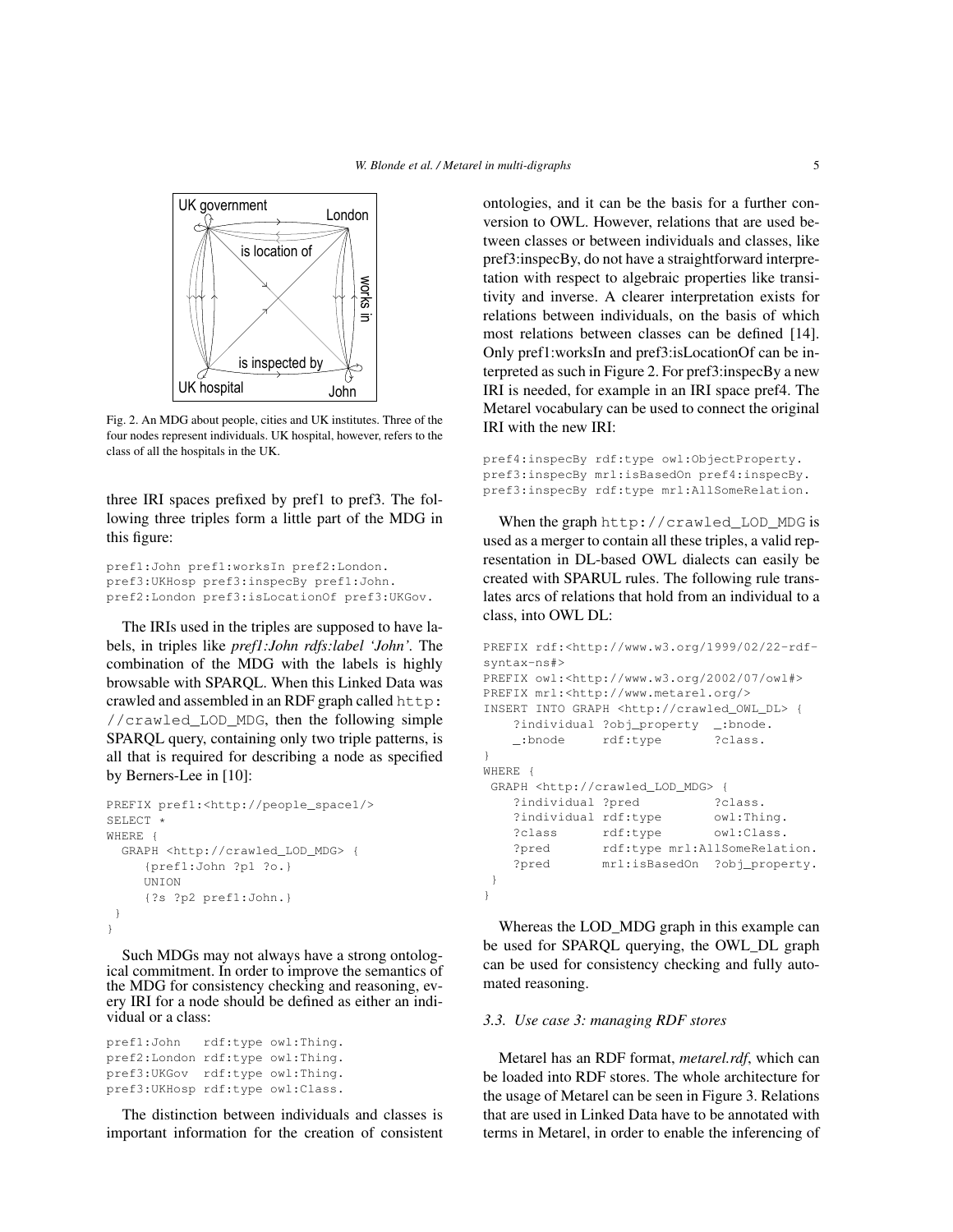Fig. 2. An MDG about people, cities and UK institutes. Three of the four nodes represent individuals. UK hospital, however, refers to the class of all the hospitals in the UK.

three IRI spaces prefixed by pref1 to pref3. The following three triples form a little part of the MDG in this figure:

```
pref1:John pref1:worksIn pref2:London.
pref3:UKHosp pref3:inspecBy pref1:John.
pref2:London pref3:isLocationOf pref3:UKGov.
```

The IRIs used in the triples are supposed to have labels, in triples like *pref1:John rdfs:label 'John'*. The combination of the MDG with the labels is highly browsable with SPARQL. When this Linked Data was crawled and assembled in an RDF graph called `http://crawled_LOD_MDG`, then the following simple SPARQL query, containing only two triple patterns, is all that is required for describing a node as specified by Berners-Lee in [10]:

```
PREFIX pref1:<http://people_space1/>
SELECT *
WHERE {
  GRAPH <http://crawled_LOD_MDG> {
     {pref1:John ?p1 ?o.}
     UNION
     {?s ?p2 pref1:John.}
 }
}
```

Such MDGs may not always have a strong ontological commitment. In order to improve the semantics of the MDG for consistency checking and reasoning, every IRI for a node should be defined as either an individual or a class:

```
pref1:John   rdf:type owl:Thing.
pref2:London rdf:type owl:Thing.
pref3:UKGov  rdf:type owl:Thing.
pref3:UKHosp rdf:type owl:Class.
```

The distinction between individuals and classes is important information for the creation of consistent ontologies, and it can be the basis for a further conversion to OWL. However, relations that are used between classes or between individuals and classes, like pref3:inspecBy, do not have a straightforward interpretation with respect to algebraic properties like transitivity and inverse. A clearer interpretation exists for relations between individuals, on the basis of which most relations between classes can be defined [14]. Only pref1:worksIn and pref3:isLocationOf can be interpreted as such in Figure 2. For pref3:inspecBy a new IRI is needed, for example in an IRI space pref4. The Metarel vocabulary can be used to connect the original IRI with the new IRI:

```
pref4:inspecBy rdf:type owl:ObjectProperty.
pref3:inspecBy mrl:isBasedOn pref4:inspecBy.
pref3:inspecBy rdf:type mrl:AllSomeRelation.
```

When the graph `http://crawled_LOD_MDG` is used as a merger to contain all these triples, a valid representation in DL-based OWL dialects can easily be created with SPARUL rules. The following rule translates arcs of relations that hold from an individual to a class, into OWL DL:

```
PREFIX rdf:<http://www.w3.org/1999/02/22-rdf-syntax-ns#>
PREFIX owl:<http://www.w3.org/2002/07/owl#>
PREFIX mrl:<http://www.metarel.org/>
INSERT INTO GRAPH <http://crawled_OWL_DL> {
    ?individual ?obj_property  _:bnode.
    _:bnode     rdf:type       ?class.
}
WHERE {
 GRAPH <http://crawled_LOD_MDG> {
    ?individual ?pred          ?class.
    ?individual rdf:type       owl:Thing.
    ?class      rdf:type       owl:Class.
    ?pred       rdf:type mrl:AllSomeRelation.
    ?pred       mrl:isBasedOn  ?obj_property.
 }
}
```

Whereas the LOD_MDG graph in this example can be used for SPARQL querying, the OWL_DL graph can be used for consistency checking and fully automated reasoning.

### 3.3. Use case 3: managing RDF stores

Metarel has an RDF format, *metarel.rdf*, which can be loaded into RDF stores. The whole architecture for the usage of Metarel can be seen in Figure 3. Relations that are used in Linked Data have to be annotated with terms in Metarel, in order to enable the inferencing of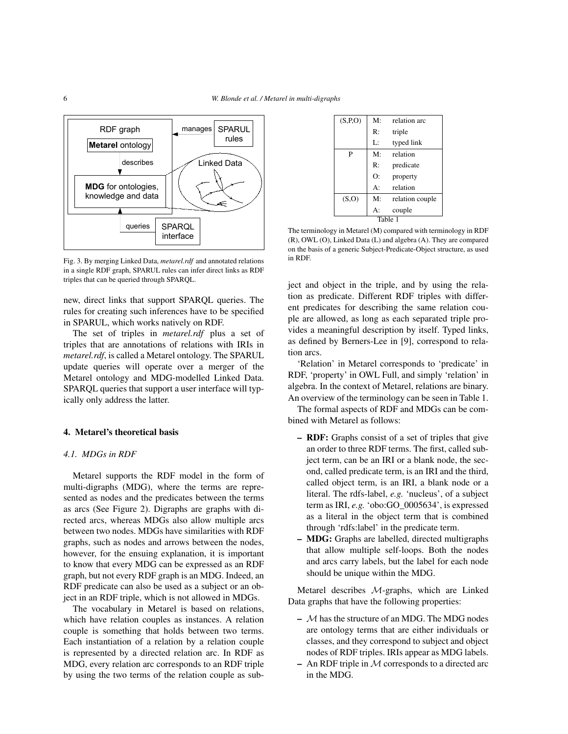Fig. 3. By merging Linked Data, *metarel.rdf* and annotated relations in a single RDF graph, SPARUL rules can infer direct links as RDF triples that can be queried through SPARQL.

new, direct links that support SPARQL queries. The rules for creating such inferences have to be specified in SPARUL, which works natively on RDF.

The set of triples in *metarel.rdf* plus a set of triples that are annotations of relations with IRIs in *metarel.rdf*, is called a Metarel ontology. The SPARUL update queries will operate over a merger of the Metarel ontology and MDG-modelled Linked Data. SPARQL queries that support a user interface will typically only address the latter.

## 4. Metarel's theoretical basis

### *4.1. MDGs in RDF*

Metarel supports the RDF model in the form of multi-digraphs (MDG), where the terms are represented as nodes and the predicates between the terms as arcs (See Figure 2). Digraphs are graphs with directed arcs, whereas MDGs also allow multiple arcs between two nodes. MDGs have similarities with RDF graphs, such as nodes and arrows between the nodes, however, for the ensuing explanation, it is important to know that every MDG can be expressed as an RDF graph, but not every RDF graph is an MDG. Indeed, an RDF predicate can also be used as a subject or an object in an RDF triple, which is not allowed in MDGs.

The vocabulary in Metarel is based on relations, which have relation couples as instances. A relation couple is something that holds between two terms. Each instantiation of a relation by a relation couple is represented by a directed relation arc. In RDF as MDG, every relation arc corresponds to an RDF triple by using the two terms of the relation couple as subject and object in the triple, and by using the relation as predicate. Different RDF triples with different predicates for describing the same relation couple are allowed, as long as each separated triple provides a meaningful description by itself. Typed links, as defined by Berners-Lee in [9], correspond to relation arcs.

| | | |
|---|---|---|
| (S,P,O) | M: | relation arc |
| | R: | triple |
| | L: | typed link |
| P | M: | relation |
| | R: | predicate |
| | O: | property |
| | A: | relation |
| (S,O) | M: | relation couple |
| | A: | couple |

Table 1

The terminology in Metarel (M) compared with terminology in RDF (R), OWL (O), Linked Data (L) and algebra (A). They are compared on the basis of a generic Subject-Predicate-Object structure, as used in RDF.

'Relation' in Metarel corresponds to 'predicate' in RDF, 'property' in OWL Full, and simply 'relation' in algebra. In the context of Metarel, relations are binary. An overview of the terminology can be seen in Table 1.

The formal aspects of RDF and MDGs can be combined with Metarel as follows:

- **RDF:** Graphs consist of a set of triples that give an order to three RDF terms. The first, called subject term, can be an IRI or a blank node, the second, called predicate term, is an IRI and the third, called object term, is an IRI, a blank node or a literal. The rdfs-label, *e.g.* 'nucleus', of a subject term as IRI, *e.g.* 'obo:GO_0005634', is expressed as a literal in the object term that is combined through 'rdfs:label' in the predicate term.
- **MDG:** Graphs are labelled, directed multigraphs that allow multiple self-loops. Both the nodes and arcs carry labels, but the label for each node should be unique within the MDG.

Metarel describes $\mathcal{M}$-graphs, which are Linked Data graphs that have the following properties:

- $\mathcal{M}$ has the structure of an MDG. The MDG nodes are ontology terms that are either individuals or classes, and they correspond to subject and object nodes of RDF triples. IRIs appear as MDG labels.
- An RDF triple in $\mathcal{M}$ corresponds to a directed arc in the MDG.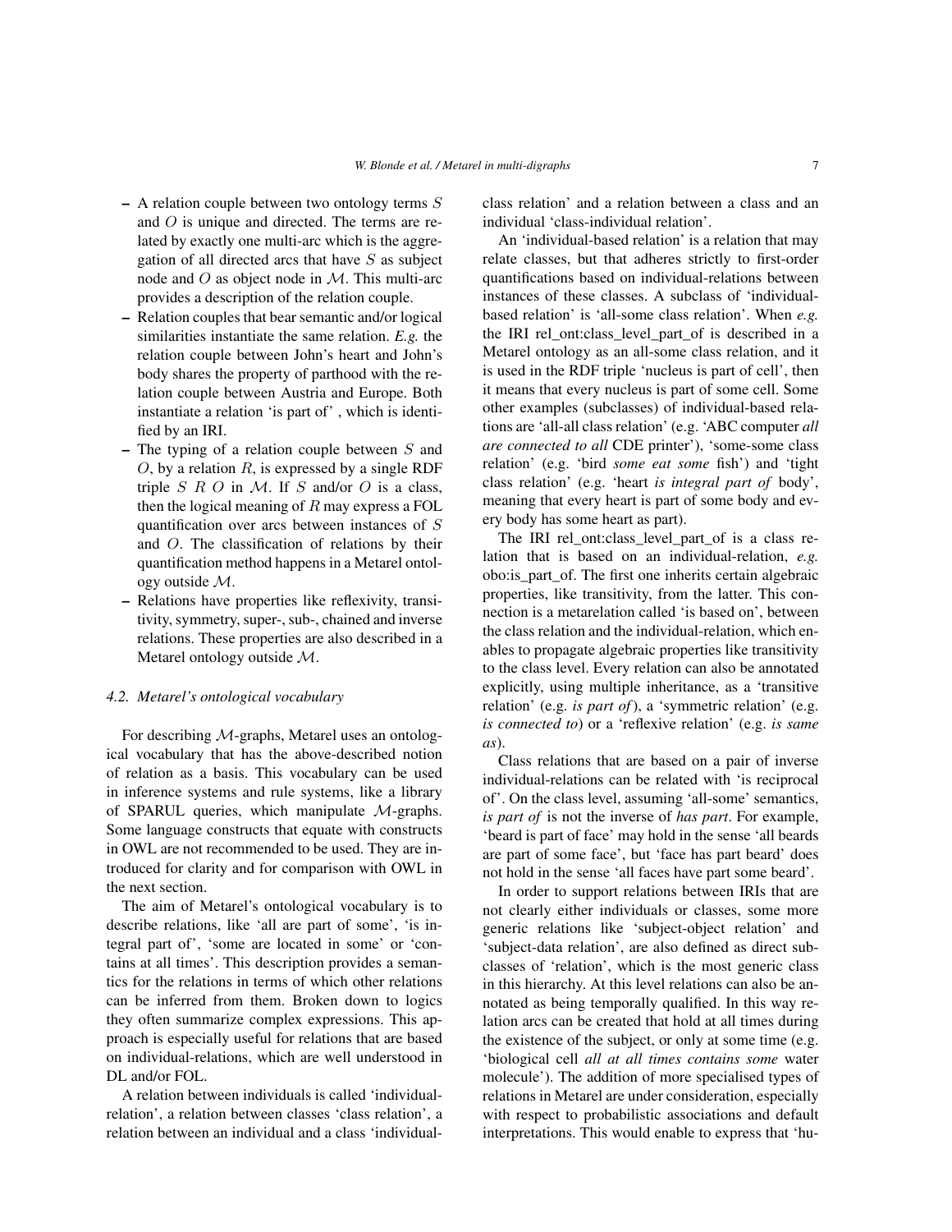- A relation couple between two ontology terms $S$ and $O$ is unique and directed. The terms are related by exactly one multi-arc which is the aggregation of all directed arcs that have $S$ as subject node and $O$ as object node in $\mathcal{M}$. This multi-arc provides a description of the relation couple.
- Relation couples that bear semantic and/or logical similarities instantiate the same relation. *E.g.* the relation couple between John's heart and John's body shares the property of parthood with the relation couple between Austria and Europe. Both instantiate a relation 'is part of' , which is identified by an IRI.
- The typing of a relation couple between $S$ and $O$, by a relation $R$, is expressed by a single RDF triple $S$ $R$ $O$ in $\mathcal{M}$. If $S$ and/or $O$ is a class, then the logical meaning of $R$ may express a FOL quantification over arcs between instances of $S$ and $O$. The classification of relations by their quantification method happens in a Metarel ontology outside $\mathcal{M}$.
- Relations have properties like reflexivity, transitivity, symmetry, super-, sub-, chained and inverse relations. These properties are also described in a Metarel ontology outside $\mathcal{M}$.

### 4.2. Metarel's ontological vocabulary

For describing $\mathcal{M}$-graphs, Metarel uses an ontological vocabulary that has the above-described notion of relation as a basis. This vocabulary can be used in inference systems and rule systems, like a library of SPARUL queries, which manipulate $\mathcal{M}$-graphs. Some language constructs that equate with constructs in OWL are not recommended to be used. They are introduced for clarity and for comparison with OWL in the next section.

The aim of Metarel's ontological vocabulary is to describe relations, like 'all are part of some', 'is integral part of', 'some are located in some' or 'contains at all times'. This description provides a semantics for the relations in terms of which other relations can be inferred from them. Broken down to logics they often summarize complex expressions. This approach is especially useful for relations that are based on individual-relations, which are well understood in DL and/or FOL.

A relation between individuals is called 'individual-relation', a relation between classes 'class relation', a relation between an individual and a class 'individual-class relation' and a relation between a class and an individual 'class-individual relation'.

An 'individual-based relation' is a relation that may relate classes, but that adheres strictly to first-order quantifications based on individual-relations between instances of these classes. A subclass of 'individual-based relation' is 'all-some class relation'. When *e.g.* the IRI rel_ont:class_level_part_of is described in a Metarel ontology as an all-some class relation, and it is used in the RDF triple 'nucleus is part of cell', then it means that every nucleus is part of some cell. Some other examples (subclasses) of individual-based relations are 'all-all class relation' (e.g. 'ABC computer *all are connected to all* CDE printer'), 'some-some class relation' (e.g. 'bird *some eat some* fish') and 'tight class relation' (e.g. 'heart *is integral part of* body', meaning that every heart is part of some body and every body has some heart as part).

The IRI rel_ont:class_level_part_of is a class relation that is based on an individual-relation, *e.g.* obo:is_part_of. The first one inherits certain algebraic properties, like transitivity, from the latter. This connection is a metarelation called 'is based on', between the class relation and the individual-relation, which enables to propagate algebraic properties like transitivity to the class level. Every relation can also be annotated explicitly, using multiple inheritance, as a 'transitive relation' (e.g. *is part of*), a 'symmetric relation' (e.g. *is connected to*) or a 'reflexive relation' (e.g. *is same as*).

Class relations that are based on a pair of inverse individual-relations can be related with 'is reciprocal of'. On the class level, assuming 'all-some' semantics, *is part of* is not the inverse of *has part*. For example, 'beard is part of face' may hold in the sense 'all beards are part of some face', but 'face has part beard' does not hold in the sense 'all faces have part some beard'.

In order to support relations between IRIs that are not clearly either individuals or classes, some more generic relations like 'subject-object relation' and 'subject-data relation', are also defined as direct subclasses of 'relation', which is the most generic class in this hierarchy. At this level relations can also be annotated as being temporally qualified. In this way relation arcs can be created that hold at all times during the existence of the subject, or only at some time (e.g. 'biological cell *all at all times contains some* water molecule'). The addition of more specialised types of relations in Metarel are under consideration, especially with respect to probabilistic associations and default interpretations. This would enable to express that 'hu-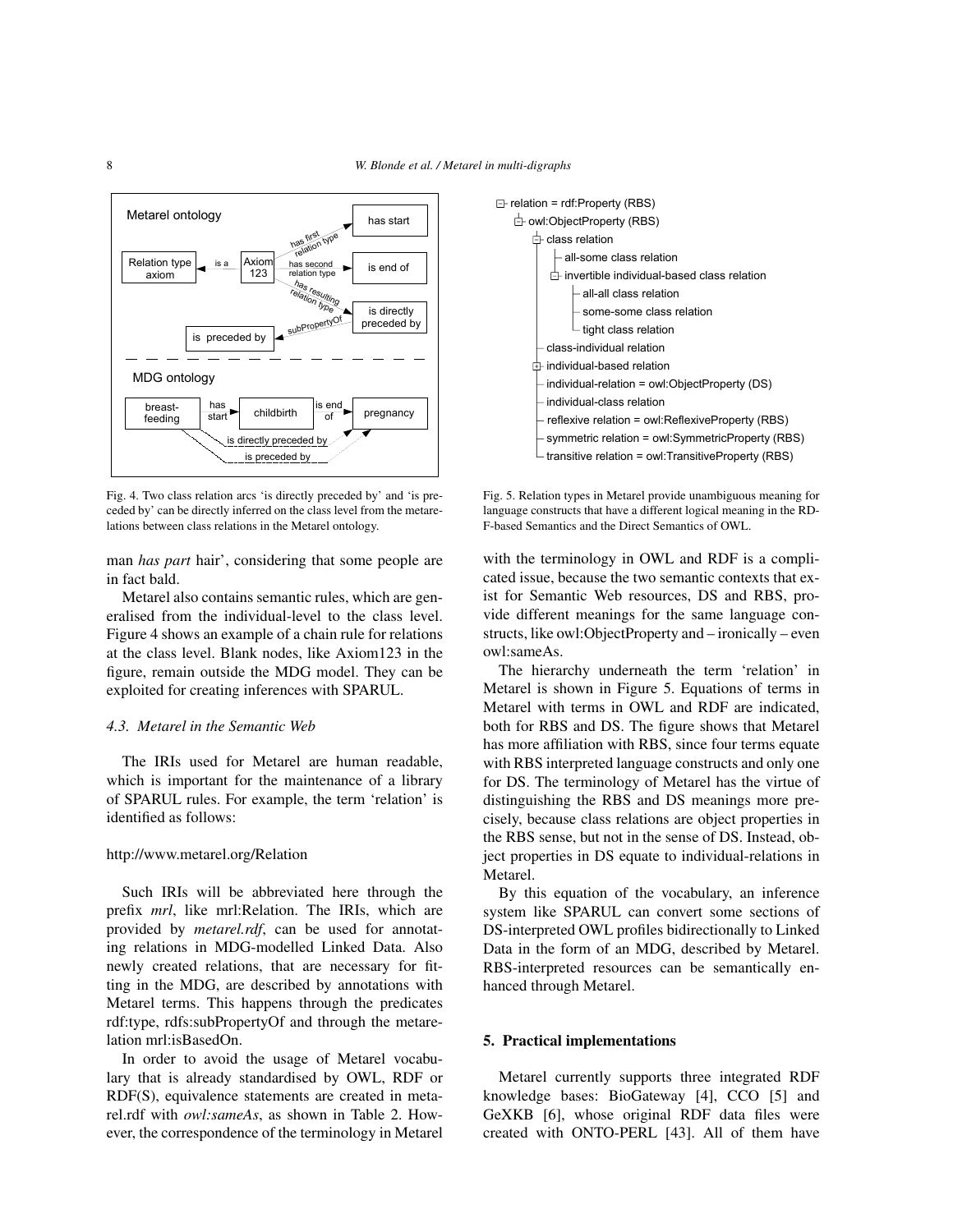Fig. 4. Two class relation arcs 'is directly preceded by' and 'is preceded by' can be directly inferred on the class level from the metarelations between class relations in the Metarel ontology.

Fig. 5. Relation types in Metarel provide unambiguous meaning for language constructs that have a different logical meaning in the RDF-based Semantics and the Direct Semantics of OWL.

man *has part* hair', considering that some people are in fact bald.

Metarel also contains semantic rules, which are generalised from the individual-level to the class level. Figure 4 shows an example of a chain rule for relations at the class level. Blank nodes, like Axiom123 in the figure, remain outside the MDG model. They can be exploited for creating inferences with SPARUL.

### 4.3. Metarel in the Semantic Web

The IRIs used for Metarel are human readable, which is important for the maintenance of a library of SPARUL rules. For example, the term 'relation' is identified as follows:

http://www.metarel.org/Relation

Such IRIs will be abbreviated here through the prefix *mrl*, like mrl:Relation. The IRIs, which are provided by *metarel.rdf*, can be used for annotating relations in MDG-modelled Linked Data. Also newly created relations, that are necessary for fitting in the MDG, are described by annotations with Metarel terms. This happens through the predicates rdf:type, rdfs:subPropertyOf and through the metarelation mrl:isBasedOn.

In order to avoid the usage of Metarel vocabulary that is already standardised by OWL, RDF or RDF(S), equivalence statements are created in metarel.rdf with *owl:sameAs*, as shown in Table 2. However, the correspondence of the terminology in Metarel with the terminology in OWL and RDF is a complicated issue, because the two semantic contexts that exist for Semantic Web resources, DS and RBS, provide different meanings for the same language constructs, like owl:ObjectProperty and – ironically – even owl:sameAs.

The hierarchy underneath the term 'relation' in Metarel is shown in Figure 5. Equations of terms in Metarel with terms in OWL and RDF are indicated, both for RBS and DS. The figure shows that Metarel has more affiliation with RBS, since four terms equate with RBS interpreted language constructs and only one for DS. The terminology of Metarel has the virtue of distinguishing the RBS and DS meanings more precisely, because class relations are object properties in the RBS sense, but not in the sense of DS. Instead, object properties in DS equate to individual-relations in Metarel.

By this equation of the vocabulary, an inference system like SPARUL can convert some sections of DS-interpreted OWL profiles bidirectionally to Linked Data in the form of an MDG, described by Metarel. RBS-interpreted resources can be semantically enhanced through Metarel.

## 5. Practical implementations

Metarel currently supports three integrated RDF knowledge bases: BioGateway [4], CCO [5] and GeXKB [6], whose original RDF data files were created with ONTO-PERL [43]. All of them have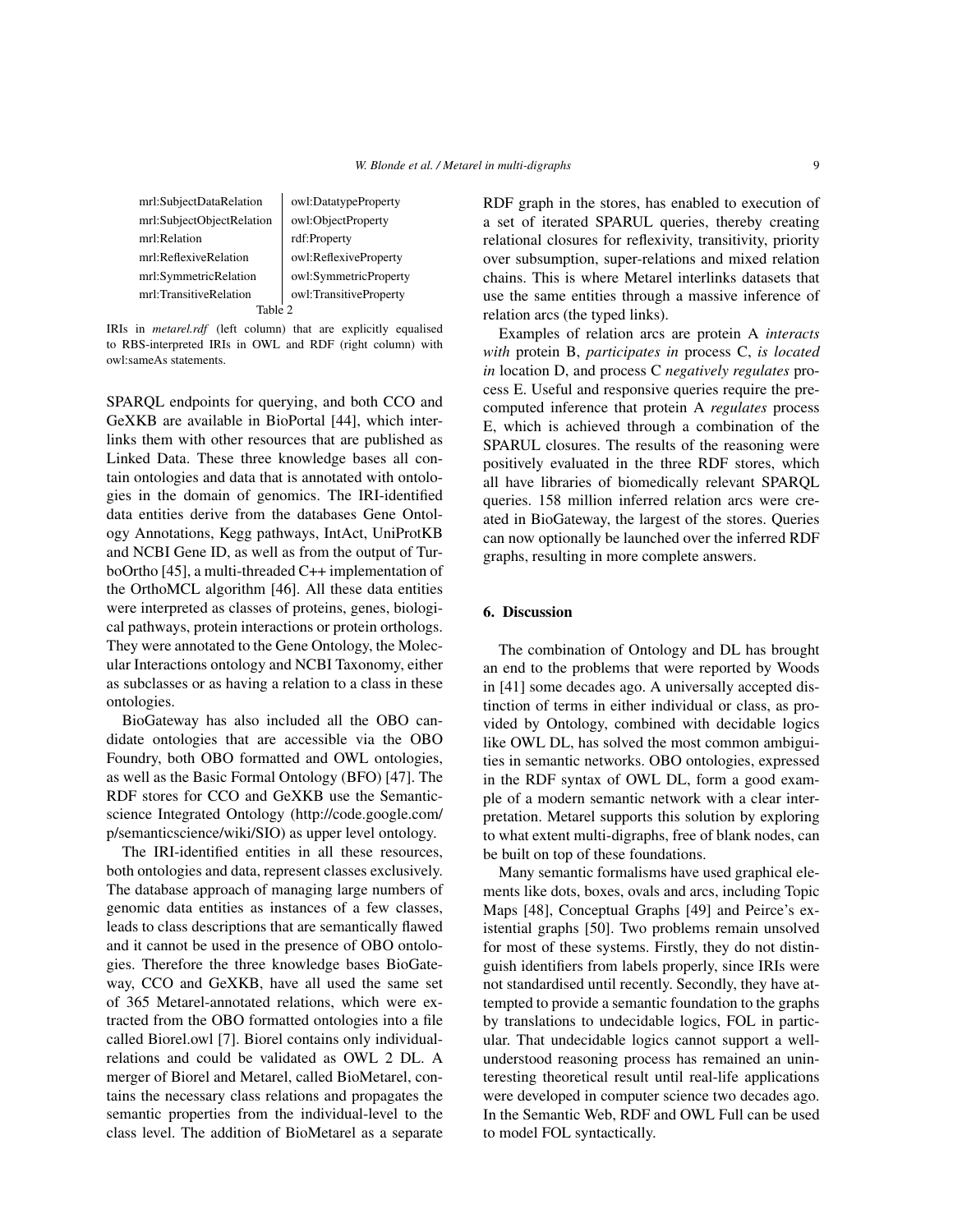| mrl:SubjectDataRelation | owl:DatatypeProperty |
|---|---|
| mrl:SubjectObjectRelation | owl:ObjectProperty |
| mrl:Relation | rdf:Property |
| mrl:ReflexiveRelation | owl:ReflexiveProperty |
| mrl:SymmetricRelation | owl:SymmetricProperty |
| mrl:TransitiveRelation | owl:TransitiveProperty |

Table 2

IRIs in *metarel.rdf* (left column) that are explicitly equalised to RBS-interpreted IRIs in OWL and RDF (right column) with owl:sameAs statements.

SPARQL endpoints for querying, and both CCO and GeXKB are available in BioPortal [44], which interlinks them with other resources that are published as Linked Data. These three knowledge bases all contain ontologies and data that is annotated with ontologies in the domain of genomics. The IRI-identified data entities derive from the databases Gene Ontology Annotations, Kegg pathways, IntAct, UniProtKB and NCBI Gene ID, as well as from the output of TurboOrtho [45], a multi-threaded C++ implementation of the OrthoMCL algorithm [46]. All these data entities were interpreted as classes of proteins, genes, biological pathways, protein interactions or protein orthologs. They were annotated to the Gene Ontology, the Molecular Interactions ontology and NCBI Taxonomy, either as subclasses or as having a relation to a class in these ontologies.

BioGateway has also included all the OBO candidate ontologies that are accessible via the OBO Foundry, both OBO formatted and OWL ontologies, as well as the Basic Formal Ontology (BFO) [47]. The RDF stores for CCO and GeXKB use the Semanticscience Integrated Ontology (http://code.google.com/p/semanticscience/wiki/SIO) as upper level ontology.

The IRI-identified entities in all these resources, both ontologies and data, represent classes exclusively. The database approach of managing large numbers of genomic data entities as instances of a few classes, leads to class descriptions that are semantically flawed and it cannot be used in the presence of OBO ontologies. Therefore the three knowledge bases BioGateway, CCO and GeXKB, have all used the same set of 365 Metarel-annotated relations, which were extracted from the OBO formatted ontologies into a file called Biorel.owl [7]. Biorel contains only individual-relations and could be validated as OWL 2 DL. A merger of Biorel and Metarel, called BioMetarel, contains the necessary class relations and propagates the semantic properties from the individual-level to the class level. The addition of BioMetarel as a separate RDF graph in the stores, has enabled to execution of a set of iterated SPARUL queries, thereby creating relational closures for reflexivity, transitivity, priority over subsumption, super-relations and mixed relation chains. This is where Metarel interlinks datasets that use the same entities through a massive inference of relation arcs (the typed links).

Examples of relation arcs are protein A *interacts with* protein B, *participates in* process C, *is located in* location D, and process C *negatively regulates* process E. Useful and responsive queries require the precomputed inference that protein A *regulates* process E, which is achieved through a combination of the SPARUL closures. The results of the reasoning were positively evaluated in the three RDF stores, which all have libraries of biomedically relevant SPARQL queries. 158 million inferred relation arcs were created in BioGateway, the largest of the stores. Queries can now optionally be launched over the inferred RDF graphs, resulting in more complete answers.

## 6. Discussion

The combination of Ontology and DL has brought an end to the problems that were reported by Woods in [41] some decades ago. A universally accepted distinction of terms in either individual or class, as provided by Ontology, combined with decidable logics like OWL DL, has solved the most common ambiguities in semantic networks. OBO ontologies, expressed in the RDF syntax of OWL DL, form a good example of a modern semantic network with a clear interpretation. Metarel supports this solution by exploring to what extent multi-digraphs, free of blank nodes, can be built on top of these foundations.

Many semantic formalisms have used graphical elements like dots, boxes, ovals and arcs, including Topic Maps [48], Conceptual Graphs [49] and Peirce's existential graphs [50]. Two problems remain unsolved for most of these systems. Firstly, they do not distinguish identifiers from labels properly, since IRIs were not standardised until recently. Secondly, they have attempted to provide a semantic foundation to the graphs by translations to undecidable logics, FOL in particular. That undecidable logics cannot support a well-understood reasoning process has remained an uninteresting theoretical result until real-life applications were developed in computer science two decades ago. In the Semantic Web, RDF and OWL Full can be used to model FOL syntactically.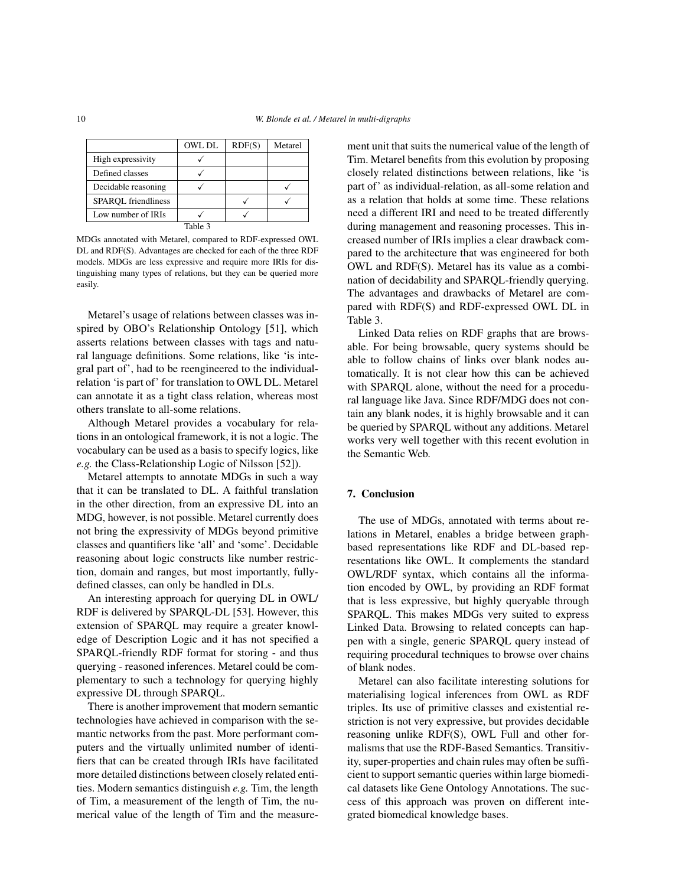| | OWL DL | RDF(S) | Metarel |
|---|---|---|---|
| High expressivity | ✓ | | |
| Defined classes | ✓ | | |
| Decidable reasoning | ✓ | | ✓ |
| SPARQL friendliness | | ✓ | ✓ |
| Low number of IRIs | ✓ | ✓ | |

Table 3

MDGs annotated with Metarel, compared to RDF-expressed OWL DL and RDF(S). Advantages are checked for each of the three RDF models. MDGs are less expressive and require more IRIs for distinguishing many types of relations, but they can be queried more easily.

Metarel's usage of relations between classes was inspired by OBO's Relationship Ontology [51], which asserts relations between classes with tags and natural language definitions. Some relations, like 'is integral part of', had to be reengineered to the individual-relation 'is part of' for translation to OWL DL. Metarel can annotate it as a tight class relation, whereas most others translate to all-some relations.

Although Metarel provides a vocabulary for relations in an ontological framework, it is not a logic. The vocabulary can be used as a basis to specify logics, like *e.g.* the Class-Relationship Logic of Nilsson [52]).

Metarel attempts to annotate MDGs in such a way that it can be translated to DL. A faithful translation in the other direction, from an expressive DL into an MDG, however, is not possible. Metarel currently does not bring the expressivity of MDGs beyond primitive classes and quantifiers like 'all' and 'some'. Decidable reasoning about logic constructs like number restriction, domain and ranges, but most importantly, fully-defined classes, can only be handled in DLs.

An interesting approach for querying DL in OWL/RDF is delivered by SPARQL-DL [53]. However, this extension of SPARQL may require a greater knowledge of Description Logic and it has not specified a SPARQL-friendly RDF format for storing - and thus querying - reasoned inferences. Metarel could be complementary to such a technology for querying highly expressive DL through SPARQL.

There is another improvement that modern semantic technologies have achieved in comparison with the semantic networks from the past. More performant computers and the virtually unlimited number of identifiers that can be created through IRIs have facilitated more detailed distinctions between closely related entities. Modern semantics distinguish *e.g.* Tim, the length of Tim, a measurement of the length of Tim, the numerical value of the length of Tim and the measurement unit that suits the numerical value of the length of Tim. Metarel benefits from this evolution by proposing closely related distinctions between relations, like 'is part of' as individual-relation, as all-some relation and as a relation that holds at some time. These relations need a different IRI and need to be treated differently during management and reasoning processes. This increased number of IRIs implies a clear drawback compared to the architecture that was engineered for both OWL and RDF(S). Metarel has its value as a combination of decidability and SPARQL-friendly querying. The advantages and drawbacks of Metarel are compared with RDF(S) and RDF-expressed OWL DL in Table 3.

Linked Data relies on RDF graphs that are browsable. For being browsable, query systems should be able to follow chains of links over blank nodes automatically. It is not clear how this can be achieved with SPARQL alone, without the need for a procedural language like Java. Since RDF/MDG does not contain any blank nodes, it is highly browsable and it can be queried by SPARQL without any additions. Metarel works very well together with this recent evolution in the Semantic Web.

## 7. Conclusion

The use of MDGs, annotated with terms about relations in Metarel, enables a bridge between graph-based representations like RDF and DL-based representations like OWL. It complements the standard OWL/RDF syntax, which contains all the information encoded by OWL, by providing an RDF format that is less expressive, but highly queryable through SPARQL. This makes MDGs very suited to express Linked Data. Browsing to related concepts can happen with a single, generic SPARQL query instead of requiring procedural techniques to browse over chains of blank nodes.

Metarel can also facilitate interesting solutions for materialising logical inferences from OWL as RDF triples. Its use of primitive classes and existential restriction is not very expressive, but provides decidable reasoning unlike RDF(S), OWL Full and other formalisms that use the RDF-Based Semantics. Transitivity, super-properties and chain rules may often be sufficient to support semantic queries within large biomedical datasets like Gene Ontology Annotations. The success of this approach was proven on different integrated biomedical knowledge bases.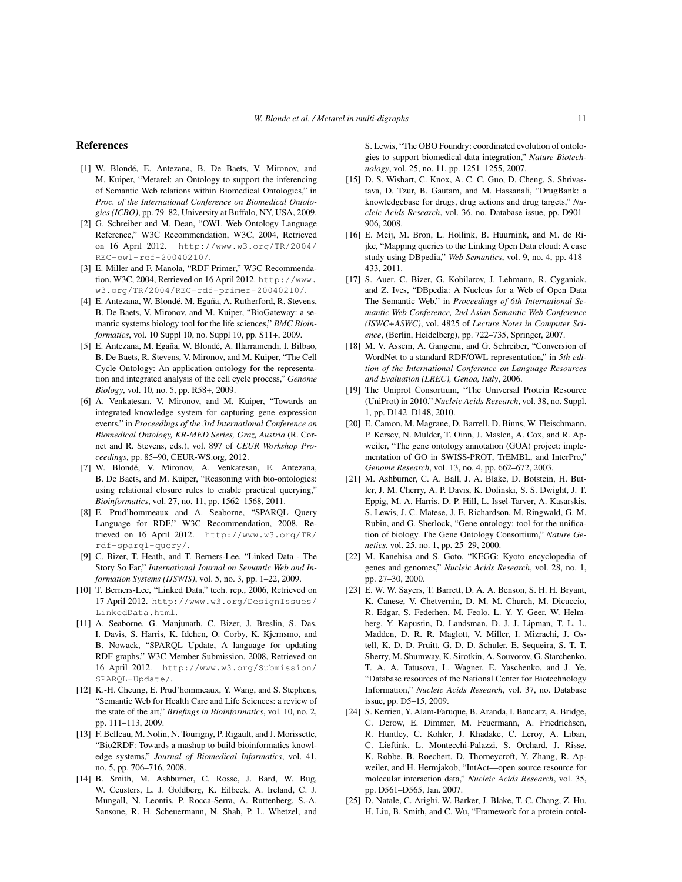## References

[1] W. Blondé, E. Antezana, B. De Baets, V. Mironov, and M. Kuiper, "Metarel: an Ontology to support the inferencing of Semantic Web relations within Biomedical Ontologies," in *Proc. of the International Conference on Biomedical Ontologies (ICBO)*, pp. 79–82, University at Buffalo, NY, USA, 2009.

[2] G. Schreiber and M. Dean, "OWL Web Ontology Language Reference," W3C Recommendation, W3C, 2004, Retrieved on 16 April 2012. http://www.w3.org/TR/2004/REC-owl-ref-20040210/.

[3] E. Miller and F. Manola, "RDF Primer," W3C Recommendation, W3C, 2004, Retrieved on 16 April 2012. http://www.w3.org/TR/2004/REC-rdf-primer-20040210/.

[4] E. Antezana, W. Blondé, M. Egaña, A. Rutherford, R. Stevens, B. De Baets, V. Mironov, and M. Kuiper, "BioGateway: a semantic systems biology tool for the life sciences," *BMC Bioinformatics*, vol. 10 Suppl 10, no. Suppl 10, pp. S11+, 2009.

[5] E. Antezana, M. Egaña, W. Blondé, A. Illarramendi, I. Bilbao, B. De Baets, R. Stevens, V. Mironov, and M. Kuiper, "The Cell Cycle Ontology: An application ontology for the representation and integrated analysis of the cell cycle process," *Genome Biology*, vol. 10, no. 5, pp. R58+, 2009.

[6] A. Venkatesan, V. Mironov, and M. Kuiper, "Towards an integrated knowledge system for capturing gene expression events," in *Proceedings of the 3rd International Conference on Biomedical Ontology, KR-MED Series, Graz, Austria* (R. Cornet and R. Stevens, eds.), vol. 897 of *CEUR Workshop Proceedings*, pp. 85–90, CEUR-WS.org, 2012.

[7] W. Blondé, V. Mironov, A. Venkatesan, E. Antezana, B. De Baets, and M. Kuiper, "Reasoning with bio-ontologies: using relational closure rules to enable practical querying," *Bioinformatics*, vol. 27, no. 11, pp. 1562–1568, 2011.

[8] E. Prud'hommeaux and A. Seaborne, "SPARQL Query Language for RDF." W3C Recommendation, 2008, Retrieved on 16 April 2012. http://www.w3.org/TR/rdf-sparql-query/.

[9] C. Bizer, T. Heath, and T. Berners-Lee, "Linked Data - The Story So Far," *International Journal on Semantic Web and Information Systems (IJSWIS)*, vol. 5, no. 3, pp. 1–22, 2009.

[10] T. Berners-Lee, "Linked Data," tech. rep., 2006, Retrieved on 17 April 2012. http://www.w3.org/DesignIssues/LinkedData.html.

[11] A. Seaborne, G. Manjunath, C. Bizer, J. Breslin, S. Das, I. Davis, S. Harris, K. Idehen, O. Corby, K. Kjernsmo, and B. Nowack, "SPARQL Update, A language for updating RDF graphs," W3C Member Submission, 2008, Retrieved on 16 April 2012. http://www.w3.org/Submission/SPARQL-Update/.

[12] K.-H. Cheung, E. Prud'hommeaux, Y. Wang, and S. Stephens, "Semantic Web for Health Care and Life Sciences: a review of the state of the art," *Briefings in Bioinformatics*, vol. 10, no. 2, pp. 111–113, 2009.

[13] F. Belleau, M. Nolin, N. Tourigny, P. Rigault, and J. Morissette, "Bio2RDF: Towards a mashup to build bioinformatics knowledge systems," *Journal of Biomedical Informatics*, vol. 41, no. 5, pp. 706–716, 2008.

[14] B. Smith, M. Ashburner, C. Rosse, J. Bard, W. Bug, W. Ceusters, L. J. Goldberg, K. Eilbeck, A. Ireland, C. J. Mungall, N. Leontis, P. Rocca-Serra, A. Ruttenberg, S.-A. Sansone, R. H. Scheuermann, N. Shah, P. L. Whetzel, and S. Lewis, "The OBO Foundry: coordinated evolution of ontologies to support biomedical data integration," *Nature Biotechnology*, vol. 25, no. 11, pp. 1251–1255, 2007.

[15] D. S. Wishart, C. Knox, A. C. C. Guo, D. Cheng, S. Shrivastava, D. Tzur, B. Gautam, and M. Hassanali, "DrugBank: a knowledgebase for drugs, drug actions and drug targets," *Nucleic Acids Research*, vol. 36, no. Database issue, pp. D901–906, 2008.

[16] E. Meij, M. Bron, L. Hollink, B. Huurnink, and M. de Rijke, "Mapping queries to the Linking Open Data cloud: A case study using DBpedia," *Web Semantics*, vol. 9, no. 4, pp. 418–433, 2011.

[17] S. Auer, C. Bizer, G. Kobilarov, J. Lehmann, R. Cyganiak, and Z. Ives, "DBpedia: A Nucleus for a Web of Open Data The Semantic Web," in *Proceedings of 6th International Semantic Web Conference, 2nd Asian Semantic Web Conference (ISWC+ASWC)*, vol. 4825 of *Lecture Notes in Computer Science*, (Berlin, Heidelberg), pp. 722–735, Springer, 2007.

[18] M. V. Assem, A. Gangemi, and G. Schreiber, "Conversion of WordNet to a standard RDF/OWL representation," in *5th edition of the International Conference on Language Resources and Evaluation (LREC), Genoa, Italy*, 2006.

[19] The Uniprot Consortium, "The Universal Protein Resource (UniProt) in 2010," *Nucleic Acids Research*, vol. 38, no. Suppl. 1, pp. D142–D148, 2010.

[20] E. Camon, M. Magrane, D. Barrell, D. Binns, W. Fleischmann, P. Kersey, N. Mulder, T. Oinn, J. Maslen, A. Cox, and R. Apweiler, "The gene ontology annotation (GOA) project: implementation of GO in SWISS-PROT, TrEMBL, and InterPro," *Genome Research*, vol. 13, no. 4, pp. 662–672, 2003.

[21] M. Ashburner, C. A. Ball, J. A. Blake, D. Botstein, H. Butler, J. M. Cherry, A. P. Davis, K. Dolinski, S. S. Dwight, J. T. Eppig, M. A. Harris, D. P. Hill, L. Issel-Tarver, A. Kasarskis, S. Lewis, J. C. Matese, J. E. Richardson, M. Ringwald, G. M. Rubin, and G. Sherlock, "Gene ontology: tool for the unification of biology. The Gene Ontology Consortium," *Nature Genetics*, vol. 25, no. 1, pp. 25–29, 2000.

[22] M. Kanehisa and S. Goto, "KEGG: Kyoto encyclopedia of genes and genomes," *Nucleic Acids Research*, vol. 28, no. 1, pp. 27–30, 2000.

[23] E. W. W. Sayers, T. Barrett, D. A. A. Benson, S. H. H. Bryant, K. Canese, V. Chetvernin, D. M. M. Church, M. Dicuccio, R. Edgar, S. Federhen, M. Feolo, L. Y. Y. Geer, W. Helmberg, Y. Kapustin, D. Landsman, D. J. J. Lipman, T. L. L. Madden, D. R. R. Maglott, V. Miller, I. Mizrachi, J. Ostell, K. D. D. Pruitt, G. D. D. Schuler, E. Sequeira, S. T. T. Sherry, M. Shumway, K. Sirotkin, A. Souvorov, G. Starchenko, T. A. A. Tatusova, L. Wagner, E. Yaschenko, and J. Ye, "Database resources of the National Center for Biotechnology Information," *Nucleic Acids Research*, vol. 37, no. Database issue, pp. D5–15, 2009.

[24] S. Kerrien, Y. Alam-Faruque, B. Aranda, I. Bancarz, A. Bridge, C. Derow, E. Dimmer, M. Feuermann, A. Friedrichsen, R. Huntley, C. Kohler, J. Khadake, C. Leroy, A. Liban, C. Lieftink, L. Montecchi-Palazzi, S. Orchard, J. Risse, K. Robbe, B. Roechert, D. Thorneycroft, Y. Zhang, R. Apweiler, and H. Hermjakob, "IntAct—open source resource for molecular interaction data," *Nucleic Acids Research*, vol. 35, pp. D561–D565, Jan. 2007.

[25] D. Natale, C. Arighi, W. Barker, J. Blake, T. C. Chang, Z. Hu, H. Liu, B. Smith, and C. Wu, "Framework for a protein ontol-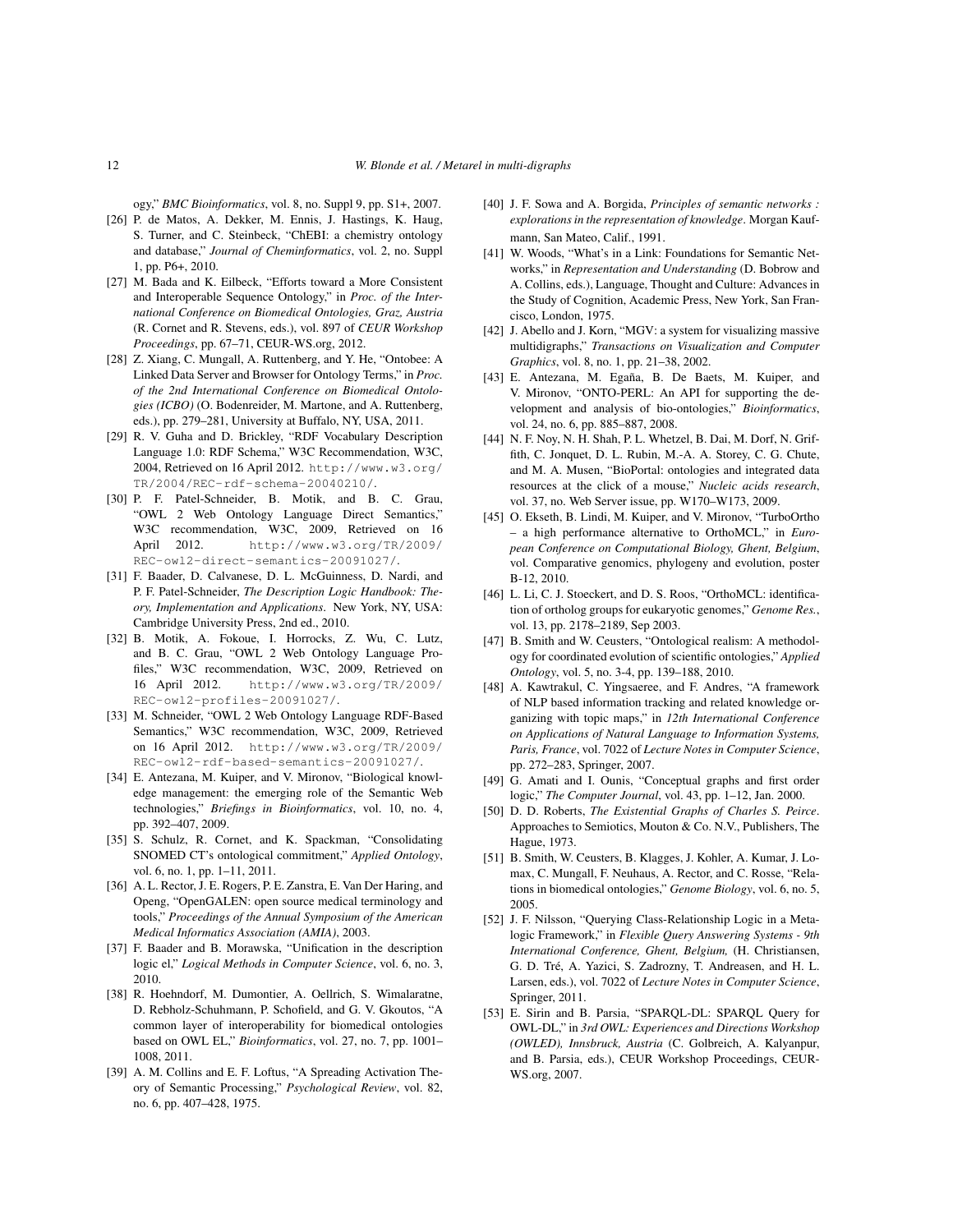ogy," *BMC Bioinformatics*, vol. 8, no. Suppl 9, pp. S1+, 2007.

[26] P. de Matos, A. Dekker, M. Ennis, J. Hastings, K. Haug, S. Turner, and C. Steinbeck, "ChEBI: a chemistry ontology and database," *Journal of Cheminformatics*, vol. 2, no. Suppl 1, pp. P6+, 2010.

[27] M. Bada and K. Eilbeck, "Efforts toward a More Consistent and Interoperable Sequence Ontology," in *Proc. of the International Conference on Biomedical Ontologies, Graz, Austria* (R. Cornet and R. Stevens, eds.), vol. 897 of *CEUR Workshop Proceedings*, pp. 67–71, CEUR-WS.org, 2012.

[28] Z. Xiang, C. Mungall, A. Ruttenberg, and Y. He, "Ontobee: A Linked Data Server and Browser for Ontology Terms," in *Proc. of the 2nd International Conference on Biomedical Ontologies (ICBO)* (O. Bodenreider, M. Martone, and A. Ruttenberg, eds.), pp. 279–281, University at Buffalo, NY, USA, 2011.

[29] R. V. Guha and D. Brickley, "RDF Vocabulary Description Language 1.0: RDF Schema," W3C Recommendation, W3C, 2004, Retrieved on 16 April 2012. http://www.w3.org/TR/2004/REC-rdf-schema-20040210/.

[30] P. F. Patel-Schneider, B. Motik, and B. C. Grau, "OWL 2 Web Ontology Language Direct Semantics," W3C recommendation, W3C, 2009, Retrieved on 16 April 2012. http://www.w3.org/TR/2009/REC-owl2-direct-semantics-20091027/.

[31] F. Baader, D. Calvanese, D. L. McGuinness, D. Nardi, and P. F. Patel-Schneider, *The Description Logic Handbook: Theory, Implementation and Applications*. New York, NY, USA: Cambridge University Press, 2nd ed., 2010.

[32] B. Motik, A. Fokoue, I. Horrocks, Z. Wu, C. Lutz, and B. C. Grau, "OWL 2 Web Ontology Language Profiles," W3C recommendation, W3C, 2009, Retrieved on 16 April 2012. http://www.w3.org/TR/2009/REC-owl2-profiles-20091027/.

[33] M. Schneider, "OWL 2 Web Ontology Language RDF-Based Semantics," W3C recommendation, W3C, 2009, Retrieved on 16 April 2012. http://www.w3.org/TR/2009/REC-owl2-rdf-based-semantics-20091027/.

[34] E. Antezana, M. Kuiper, and V. Mironov, "Biological knowledge management: the emerging role of the Semantic Web technologies," *Briefings in Bioinformatics*, vol. 10, no. 4, pp. 392–407, 2009.

[35] S. Schulz, R. Cornet, and K. Spackman, "Consolidating SNOMED CT's ontological commitment," *Applied Ontology*, vol. 6, no. 1, pp. 1–11, 2011.

[36] A. L. Rector, J. E. Rogers, P. E. Zanstra, E. Van Der Haring, and Openg, "OpenGALEN: open source medical terminology and tools," *Proceedings of the Annual Symposium of the American Medical Informatics Association (AMIA)*, 2003.

[37] F. Baader and B. Morawska, "Unification in the description logic el," *Logical Methods in Computer Science*, vol. 6, no. 3, 2010.

[38] R. Hoehndorf, M. Dumontier, A. Oellrich, S. Wimalaratne, D. Rebholz-Schuhmann, P. Schofield, and G. V. Gkoutos, "A common layer of interoperability for biomedical ontologies based on OWL EL," *Bioinformatics*, vol. 27, no. 7, pp. 1001–1008, 2011.

[39] A. M. Collins and E. F. Loftus, "A Spreading Activation Theory of Semantic Processing," *Psychological Review*, vol. 82, no. 6, pp. 407–428, 1975.

[40] J. F. Sowa and A. Borgida, *Principles of semantic networks : explorations in the representation of knowledge*. Morgan Kaufmann, San Mateo, Calif., 1991.

[41] W. Woods, "What's in a Link: Foundations for Semantic Networks," in *Representation and Understanding* (D. Bobrow and A. Collins, eds.), Language, Thought and Culture: Advances in the Study of Cognition, Academic Press, New York, San Francisco, London, 1975.

[42] J. Abello and J. Korn, "MGV: a system for visualizing massive multidigraphs," *Transactions on Visualization and Computer Graphics*, vol. 8, no. 1, pp. 21–38, 2002.

[43] E. Antezana, M. Egaña, B. De Baets, M. Kuiper, and V. Mironov, "ONTO-PERL: An API for supporting the development and analysis of bio-ontologies," *Bioinformatics*, vol. 24, no. 6, pp. 885–887, 2008.

[44] N. F. Noy, N. H. Shah, P. L. Whetzel, B. Dai, M. Dorf, N. Griffith, C. Jonquet, D. L. Rubin, M.-A. A. Storey, C. G. Chute, and M. A. Musen, "BioPortal: ontologies and integrated data resources at the click of a mouse," *Nucleic acids research*, vol. 37, no. Web Server issue, pp. W170–W173, 2009.

[45] O. Ekseth, B. Lindi, M. Kuiper, and V. Mironov, "TurboOrtho – a high performance alternative to OrthoMCL," in *European Conference on Computational Biology, Ghent, Belgium*, vol. Comparative genomics, phylogeny and evolution, poster B-12, 2010.

[46] L. Li, C. J. Stoeckert, and D. S. Roos, "OrthoMCL: identification of ortholog groups for eukaryotic genomes," *Genome Res.*, vol. 13, pp. 2178–2189, Sep 2003.

[47] B. Smith and W. Ceusters, "Ontological realism: A methodology for coordinated evolution of scientific ontologies," *Applied Ontology*, vol. 5, no. 3-4, pp. 139–188, 2010.

[48] A. Kawtrakul, C. Yingsaeree, and F. Andres, "A framework of NLP based information tracking and related knowledge organizing with topic maps," in *12th International Conference on Applications of Natural Language to Information Systems, Paris, France*, vol. 7022 of *Lecture Notes in Computer Science*, pp. 272–283, Springer, 2007.

[49] G. Amati and I. Ounis, "Conceptual graphs and first order logic," *The Computer Journal*, vol. 43, pp. 1–12, Jan. 2000.

[50] D. D. Roberts, *The Existential Graphs of Charles S. Peirce*. Approaches to Semiotics, Mouton & Co. N.V., Publishers, The Hague, 1973.

[51] B. Smith, W. Ceusters, B. Klagges, J. Kohler, A. Kumar, J. Lomax, C. Mungall, F. Neuhaus, A. Rector, and C. Rosse, "Relations in biomedical ontologies," *Genome Biology*, vol. 6, no. 5, 2005.

[52] J. F. Nilsson, "Querying Class-Relationship Logic in a Metalogic Framework," in *Flexible Query Answering Systems - 9th International Conference, Ghent, Belgium,* (H. Christiansen, G. D. Tré, A. Yazici, S. Zadrozny, T. Andreasen, and H. L. Larsen, eds.), vol. 7022 of *Lecture Notes in Computer Science*, Springer, 2011.

[53] E. Sirin and B. Parsia, "SPARQL-DL: SPARQL Query for OWL-DL," in *3rd OWL: Experiences and Directions Workshop (OWLED), Innsbruck, Austria* (C. Golbreich, A. Kalyanpur, and B. Parsia, eds.), CEUR Workshop Proceedings, CEUR-WS.org, 2007.